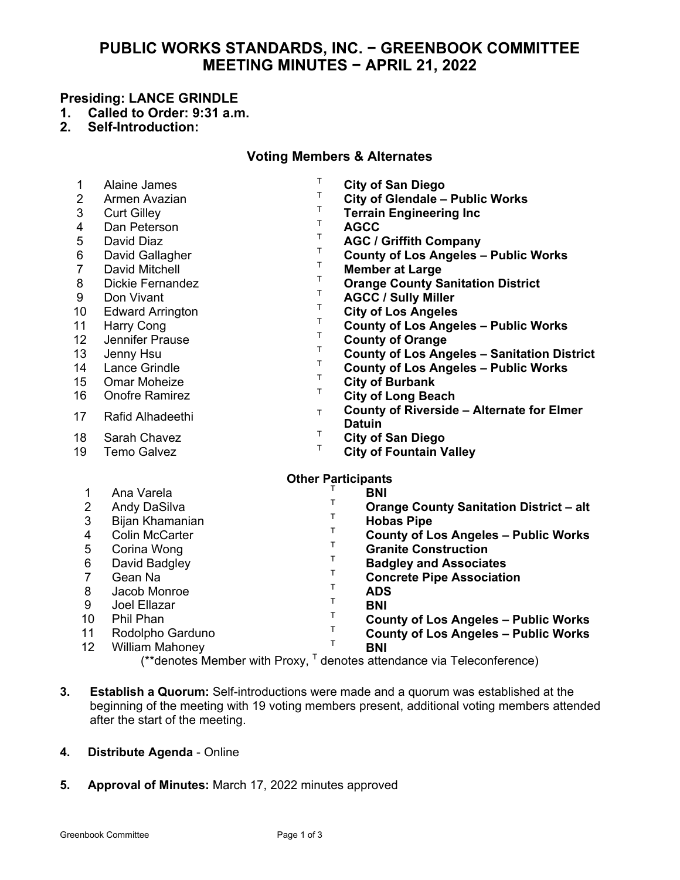# PUBLIC WORKS STANDARDS, INC. − GREENBOOK COMMITTEE MEETING MINUTES − APRIL 21, 2022

**Presiding: LANCE GRINDLE**

1. **Called to Order: 9:31 a.m.**
2. **Self-Introduction:**

## Voting Members & Alternates

| # | Name | | Organization |
|---|---|---|---|
| 1 | Alaine James | T | **City of San Diego** |
| 2 | Armen Avazian | T | **City of Glendale – Public Works** |
| 3 | Curt Gilley | T | **Terrain Engineering Inc** |
| 4 | Dan Peterson | T | **AGCC** |
| 5 | David Diaz | T | **AGC / Griffith Company** |
| 6 | David Gallagher | T | **County of Los Angeles – Public Works** |
| 7 | David Mitchell | T | **Member at Large** |
| 8 | Dickie Fernandez | T | **Orange County Sanitation District** |
| 9 | Don Vivant | T | **AGCC / Sully Miller** |
| 10 | Edward Arrington | T | **City of Los Angeles** |
| 11 | Harry Cong | T | **County of Los Angeles – Public Works** |
| 12 | Jennifer Prause | T | **County of Orange** |
| 13 | Jenny Hsu | T | **County of Los Angeles – Sanitation District** |
| 14 | Lance Grindle | T | **County of Los Angeles – Public Works** |
| 15 | Omar Moheize | T | **City of Burbank** |
| 16 | Onofre Ramirez | T | **City of Long Beach** |
| 17 | Rafid Alhadeethi | T | **County of Riverside – Alternate for Elmer Datuin** |
| 18 | Sarah Chavez | T | **City of San Diego** |
| 19 | Temo Galvez | T | **City of Fountain Valley** |

### Other Participants

| # | Name | | Organization |
|---|---|---|---|
| 1 | Ana Varela | T | **BNI** |
| 2 | Andy DaSilva | T | **Orange County Sanitation District – alt** |
| 3 | Bijan Khamanian | T | **Hobas Pipe** |
| 4 | Colin McCarter | T | **County of Los Angeles – Public Works** |
| 5 | Corina Wong | T | **Granite Construction** |
| 6 | David Badgley | T | **Badgley and Associates** |
| 7 | Gean Na | T | **Concrete Pipe Association** |
| 8 | Jacob Monroe | T | **ADS** |
| 9 | Joel Ellazar | T | **BNI** |
| 10 | Phil Phan | T | **County of Los Angeles – Public Works** |
| 11 | Rodolpho Garduno | T | **County of Los Angeles – Public Works** |
| 12 | William Mahoney | T | **BNI** |

(**denotes Member with Proxy, T denotes attendance via Teleconference)

3. **Establish a Quorum:** Self-introductions were made and a quorum was established at the beginning of the meeting with 19 voting members present, additional voting members attended after the start of the meeting.

4. **Distribute Agenda** - Online

5. **Approval of Minutes:** March 17, 2022 minutes approved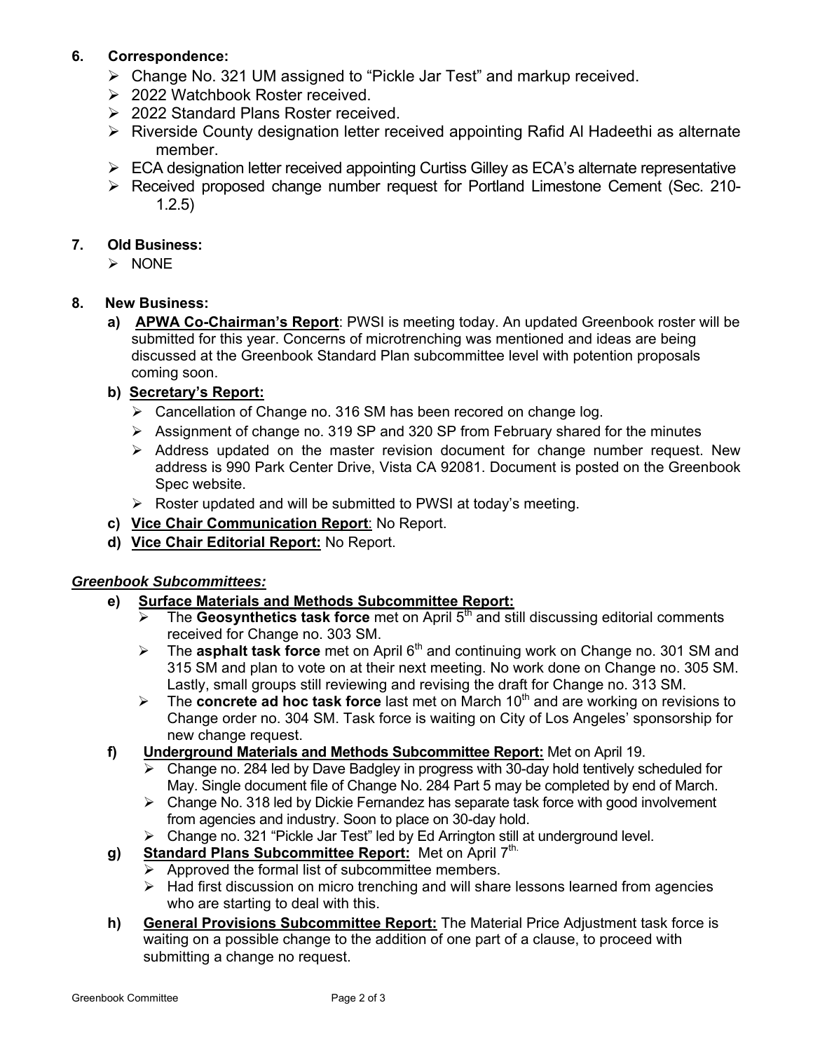**6. Correspondence:**

- Change No. 321 UM assigned to "Pickle Jar Test" and markup received.
- 2022 Watchbook Roster received.
- 2022 Standard Plans Roster received.
- Riverside County designation letter received appointing Rafid Al Hadeethi as alternate member.
- ECA designation letter received appointing Curtiss Gilley as ECA's alternate representative
- Received proposed change number request for Portland Limestone Cement (Sec. 210-1.2.5)

**7. Old Business:**

- NONE

**8. New Business:**

**a)** **APWA Co-Chairman's Report**: PWSI is meeting today. An updated Greenbook roster will be submitted for this year. Concerns of microtrenching was mentioned and ideas are being discussed at the Greenbook Standard Plan subcommittee level with potention proposals coming soon.

**b)** **Secretary's Report:**

- Cancellation of Change no. 316 SM has been recored on change log.
- Assignment of change no. 319 SP and 320 SP from February shared for the minutes
- Address updated on the master revision document for change number request. New address is 990 Park Center Drive, Vista CA 92081. Document is posted on the Greenbook Spec website.
- Roster updated and will be submitted to PWSI at today's meeting.

**c)** **Vice Chair Communication Report**: No Report.

**d)** **Vice Chair Editorial Report:** No Report.

***Greenbook Subcommittees:***

**e)** **Surface Materials and Methods Subcommittee Report:**

- The **Geosynthetics task force** met on April 5th and still discussing editorial comments received for Change no. 303 SM.
- The **asphalt task force** met on April 6th and continuing work on Change no. 301 SM and 315 SM and plan to vote on at their next meeting. No work done on Change no. 305 SM. Lastly, small groups still reviewing and revising the draft for Change no. 313 SM.
- The **concrete ad hoc task force** last met on March 10th and are working on revisions to Change order no. 304 SM. Task force is waiting on City of Los Angeles' sponsorship for new change request.

**f)** **Underground Materials and Methods Subcommittee Report:** Met on April 19.

- Change no. 284 led by Dave Badgley in progress with 30-day hold tentively scheduled for May. Single document file of Change No. 284 Part 5 may be completed by end of March.
- Change No. 318 led by Dickie Fernandez has separate task force with good involvement from agencies and industry. Soon to place on 30-day hold.
- Change no. 321 "Pickle Jar Test" led by Ed Arrington still at underground level.

**g)** **Standard Plans Subcommittee Report:** Met on April 7th.

- Approved the formal list of subcommittee members.
- Had first discussion on micro trenching and will share lessons learned from agencies who are starting to deal with this.

**h)** **General Provisions Subcommittee Report:** The Material Price Adjustment task force is waiting on a possible change to the addition of one part of a clause, to proceed with submitting a change no request.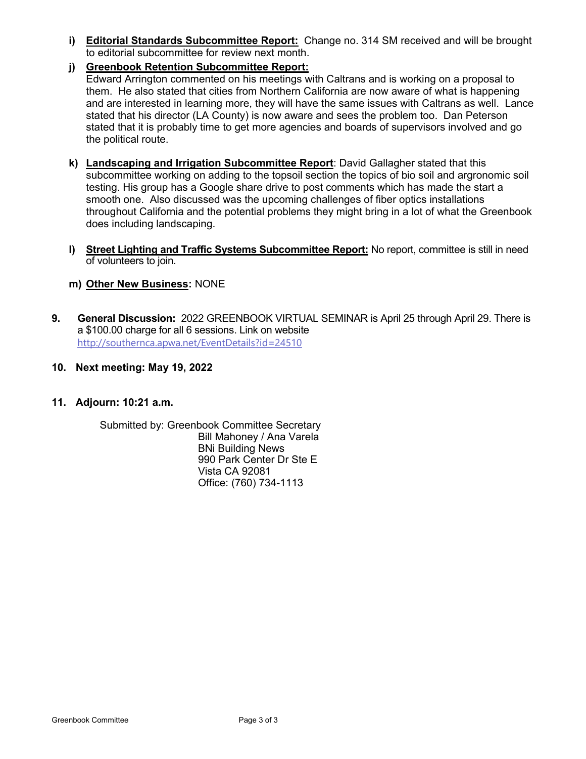i) **Editorial Standards Subcommittee Report:** Change no. 314 SM received and will be brought to editorial subcommittee for review next month.

j) **Greenbook Retention Subcommittee Report:**
Edward Arrington commented on his meetings with Caltrans and is working on a proposal to them. He also stated that cities from Northern California are now aware of what is happening and are interested in learning more, they will have the same issues with Caltrans as well. Lance stated that his director (LA County) is now aware and sees the problem too. Dan Peterson stated that it is probably time to get more agencies and boards of supervisors involved and go the political route.

k) **Landscaping and Irrigation Subcommittee Report**: David Gallagher stated that this subcommittee working on adding to the topsoil section the topics of bio soil and argronomic soil testing. His group has a Google share drive to post comments which has made the start a smooth one. Also discussed was the upcoming challenges of fiber optics installations throughout California and the potential problems they might bring in a lot of what the Greenbook does including landscaping.

l) **Street Lighting and Traffic Systems Subcommittee Report:** No report, committee is still in need of volunteers to join.

m) **Other New Business:** NONE

9. **General Discussion:** 2022 GREENBOOK VIRTUAL SEMINAR is April 25 through April 29. There is a $100.00 charge for all 6 sessions. Link on website http://southernca.apwa.net/EventDetails?id=24510

10. **Next meeting: May 19, 2022**

11. **Adjourn: 10:21 a.m.**

Submitted by: Greenbook Committee Secretary
Bill Mahoney / Ana Varela
BNi Building News
990 Park Center Dr Ste E
Vista CA 92081
Office: (760) 734-1113